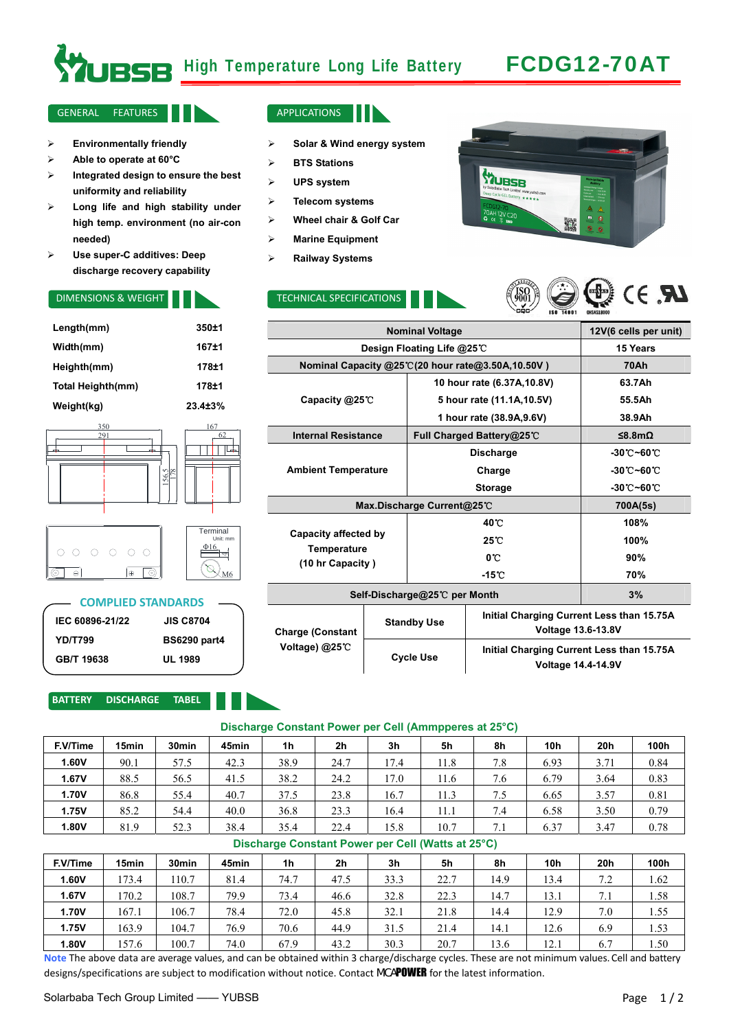# YUBSB High Temperature Long Life Battery FCDG12-70AT

## GENERAL FEATURES

- Environmentally friendly
- Able to operate at 60°C
- Integrated design to ensure the best uniformity and reliability
- Long life and high stability under high temp. environment (no air-con needed)
- Use super-C additives: Deep discharge recovery capability

## APPLICATIONS

- Solar & Wind energy system
- BTS Stations
- UPS system
- Telecom systems
- Wheel chair & Golf Car
- Marine Equipment
- Railway Systems

## DIMENSIONS & WEIGHT

| | |
|---|---|
| Length(mm) | 350±1 |
| Width(mm) | 167±1 |
| Heigth(mm) | 178±1 |
| Total Heigth(mm) | 178±1 |
| Weight(kg) | 23.4±3% |

Terminal Unit: mm Φ16 M6

## COMPLIED STANDARDS

| | |
|---|---|
| IEC 60896-21/22 | JIS C8704 |
| YD/T799 | BS6290 part4 |
| GB/T 19638 | UL 1989 |

## TECHNICAL SPECIFICATIONS

| | | |
|---|---|---|
| Nominal Voltage | | 12V(6 cells per unit) |
| Design Floating Life @25℃ | | 15 Years |
| Nominal Capacity @25℃(20 hour rate@3.50A,10.50V ) | | 70Ah |
| Capacity @25℃ | 10 hour rate (6.37A,10.8V) | 63.7Ah |
| | 5 hour rate (11.1A,10.5V) | 55.5Ah |
| | 1 hour rate (38.9A,9.6V) | 38.9Ah |
| Internal Resistance | Full Charged Battery@25℃ | ≤8.8mΩ |
| Ambient Temperature | Discharge | -30℃~60℃ |
| | Charge | -30℃~60℃ |
| | Storage | -30℃~60℃ |
| Max.Discharge Current@25℃ | | 700A(5s) |
| Capacity affected by Temperature (10 hr Capacity ) | 40℃ | 108% |
| | 25℃ | 100% |
| | 0℃ | 90% |
| | -15℃ | 70% |
| Self-Discharge@25℃ per Month | | 3% |
| Charge (Constant Voltage) @25℃ | Standby Use | Initial Charging Current Less than 15.75A Voltage 13.6-13.8V |
| | Cycle Use | Initial Charging Current Less than 15.75A Voltage 14.4-14.9V |

## BATTERY DISCHARGE TABEL

### Discharge Constant Power per Cell (Ammpperes at 25°C)

| F.V/Time | 15min | 30min | 45min | 1h | 2h | 3h | 5h | 8h | 10h | 20h | 100h |
|---|---|---|---|---|---|---|---|---|---|---|---|
| 1.60V | 90.1 | 57.5 | 42.3 | 38.9 | 24.7 | 17.4 | 11.8 | 7.8 | 6.93 | 3.71 | 0.84 |
| 1.67V | 88.5 | 56.5 | 41.5 | 38.2 | 24.2 | 17.0 | 11.6 | 7.6 | 6.79 | 3.64 | 0.83 |
| 1.70V | 86.8 | 55.4 | 40.7 | 37.5 | 23.8 | 16.7 | 11.3 | 7.5 | 6.65 | 3.57 | 0.81 |
| 1.75V | 85.2 | 54.4 | 40.0 | 36.8 | 23.3 | 16.4 | 11.1 | 7.4 | 6.58 | 3.50 | 0.79 |
| 1.80V | 81.9 | 52.3 | 38.4 | 35.4 | 22.4 | 15.8 | 10.7 | 7.1 | 6.37 | 3.47 | 0.78 |

### Discharge Constant Power per Cell (Watts at 25°C)

| F.V/Time | 15min | 30min | 45min | 1h | 2h | 3h | 5h | 8h | 10h | 20h | 100h |
|---|---|---|---|---|---|---|---|---|---|---|---|
| 1.60V | 173.4 | 110.7 | 81.4 | 74.7 | 47.5 | 33.3 | 22.7 | 14.9 | 13.4 | 7.2 | 1.62 |
| 1.67V | 170.2 | 108.7 | 79.9 | 73.4 | 46.6 | 32.8 | 22.3 | 14.7 | 13.1 | 7.1 | 1.58 |
| 1.70V | 167.1 | 106.7 | 78.4 | 72.0 | 45.8 | 32.1 | 21.8 | 14.4 | 12.9 | 7.0 | 1.55 |
| 1.75V | 163.9 | 104.7 | 76.9 | 70.6 | 44.9 | 31.5 | 21.4 | 14.1 | 12.6 | 6.9 | 1.53 |
| 1.80V | 157.6 | 100.7 | 74.0 | 67.9 | 43.2 | 30.3 | 20.7 | 13.6 | 12.1 | 6.7 | 1.50 |

**Note** The above data are average values, and can be obtained within 3 charge/discharge cycles. These are not minimum values. Cell and battery designs/specifications are subject to modification without notice. Contact MCAPOWER for the latest information.

Solarbaba Tech Group Limited —— YUBSB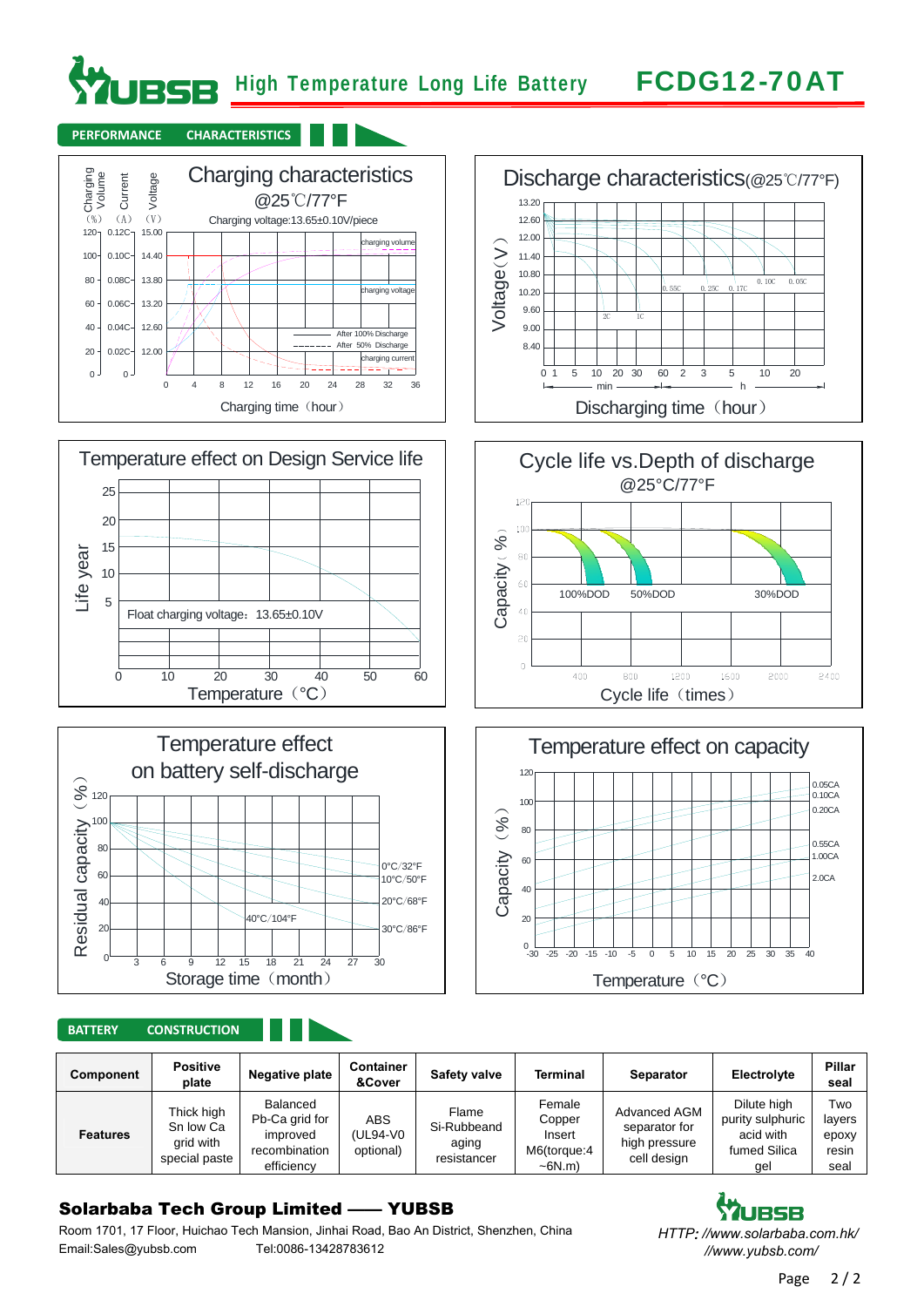# YUBSB High Temperature Long Life Battery FCDG12-70AT

## PERFORMANCE CHARACTERISTICS

### Charging characteristics
@25℃/77°F

Charging voltage:13.65±0.10V/piece

Charging Volume (%) Current (A) Voltage (V)

120 0.12C 15.00
100 0.10C 14.40
80 0.08C 13.80
60 0.06C 13.20
40 0.04C 12.60
20 0.02C 12.00
0 0

0 4 8 12 16 20 24 28 32 36

charging volume
charging voltage
After 100% Discharge
After 50% Discharge
charging current

Charging time（hour）

### Discharge characteristics(@25℃/77°F)

Voltage(V)

13.20 12.60 12.00 11.40 10.80 10.20 9.60 9.00 8.40

0.55C 0.25C 0.17C 0.10C 0.05C 2C 1C

0 1 5 10 20 30 60 2 3 5 10 20

min h

Discharging time（hour）

### Temperature effect on Design Service life

Life year

25 20 15 10 5

Float charging voltage：13.65±0.10V

0 10 20 30 40 50 60

Temperature（°C）

### Cycle life vs.Depth of discharge
@25°C/77°F

Capacity（%）

120 100 80 60 40 20 0

100%DOD 50%DOD 30%DOD

400 800 1200 1600 2000 2400

Cycle life（times）

### Temperature effect on battery self-discharge

Residual capacity（%）

120 100 80 60 40 20 0

0°C/32°F
10°C/50°F
20°C/68°F
30°C/86°F
40°C/104°F

3 6 9 12 15 18 21 24 27 30

Storage time（month）

### Temperature effect on capacity

Capacity（%）

120 100 80 60 40 20 0

0.05CA 0.10CA 0.20CA 0.55CA 1.00CA 2.0CA

-30 -25 -20 -15 -10 -5 0 5 10 15 20 25 30 35 40

Temperature（°C）

## BATTERY CONSTRUCTION

| Component | Positive plate | Negative plate | Container &Cover | Safety valve | Terminal | Separator | Electrolyte | Pillar seal |
|---|---|---|---|---|---|---|---|---|
| Features | Thick high Sn low Ca grid with special paste | Balanced Pb-Ca grid for improved recombination efficiency | ABS (UL94-V0 optional) | Flame Si-Rubbeand aging resistancer | Female Copper Insert M6(torque:4~6N.m) | Advanced AGM separator for high pressure cell design | Dilute high purity sulphuric acid with fumed Silica gel | Two layers epoxy resin seal |

**Solarbaba Tech Group Limited —— YUBSB**

Room 1701, 17 Floor, Huichao Tech Mansion, Jinhai Road, Bao An District, Shenzhen, China

Email:Sales@yubsb.com Tel:0086-13428783612

*HTTP: //www.solarbaba.com.hk/*
*//www.yubsb.com/*